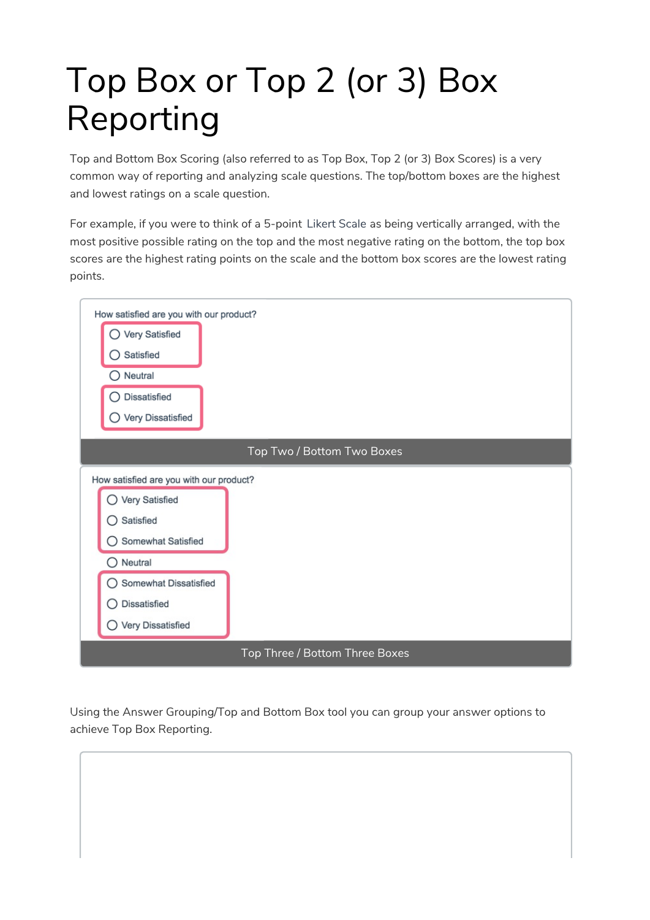# Top Box or Top 2 (or 3) Box Reporting

Top and Bottom Box Scoring (also referred to as Top Box, Top 2 (or 3) Box Scores) is a very common way of reporting and analyzing scale questions. The top/bottom boxes are the highest and lowest ratings on a scale question.

For example, if you were to think of a 5-point Likert Scale as being vertically arranged, with the most positive possible rating on the top and the most negative rating on the bottom, the top box scores are the highest rating points on the scale and the bottom box scores are the lowest rating points.

How satisfied are you with our product?

- Very Satisfied
- Satisfied
- Neutral
- Dissatisfied
- Very Dissatisfied

Top Two / Bottom Two Boxes

How satisfied are you with our product?

- Very Satisfied
- Satisfied
- Somewhat Satisfied
- Neutral
- Somewhat Dissatisfied
- Dissatisfied
- Very Dissatisfied

Top Three / Bottom Three Boxes

Using the Answer Grouping/Top and Bottom Box tool you can group your answer options to achieve Top Box Reporting.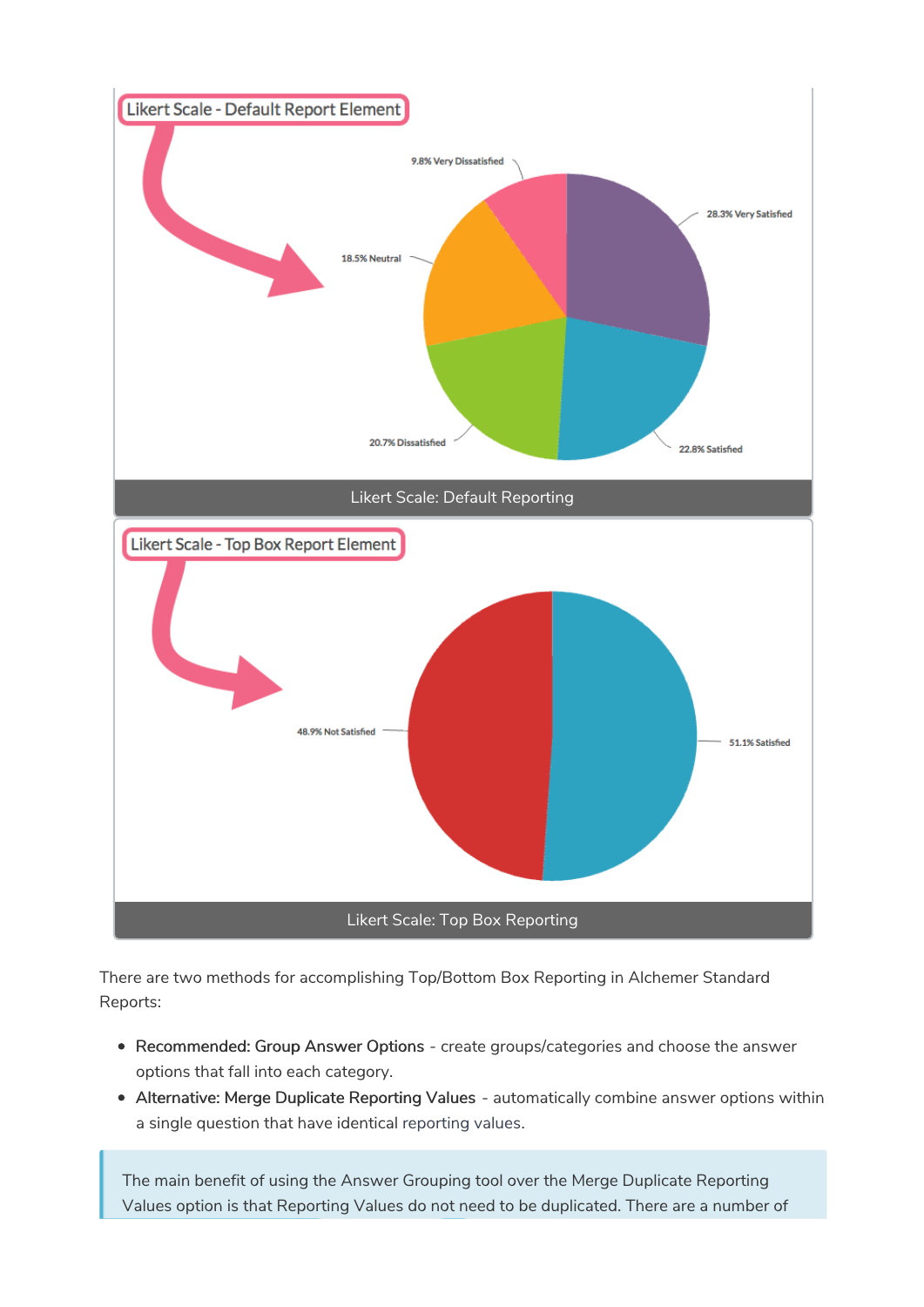Likert Scale: Default Reporting

Likert Scale: Top Box Reporting

There are two methods for accomplishing Top/Bottom Box Reporting in Alchemer Standard Reports:

- Recommended: Group Answer Options - create groups/categories and choose the answer options that fall into each category.
- Alternative: Merge Duplicate Reporting Values - automatically combine answer options within a single question that have identical reporting values.

> The main benefit of using the Answer Grouping tool over the Merge Duplicate Reporting Values option is that Reporting Values do not need to be duplicated. There are a number of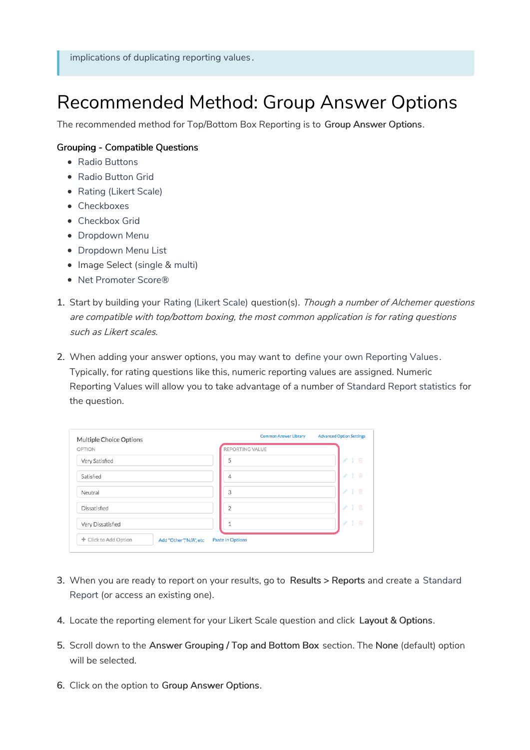> implications of duplicating reporting values.

# Recommended Method: Group Answer Options

The recommended method for Top/Bottom Box Reporting is to **Group Answer Options**.

**Grouping - Compatible Questions**

- Radio Buttons
- Radio Button Grid
- Rating (Likert Scale)
- Checkboxes
- Checkbox Grid
- Dropdown Menu
- Dropdown Menu List
- Image Select (single & multi)
- Net Promoter Score®

1. Start by building your Rating (Likert Scale) question(s). *Though a number of Alchemer questions are compatible with top/bottom boxing, the most common application is for rating questions such as Likert scales.*

2. When adding your answer options, you may want to define your own Reporting Values. Typically, for rating questions like this, numeric reporting values are assigned. Numeric Reporting Values will allow you to take advantage of a number of Standard Report statistics for the question.

3. When you are ready to report on your results, go to **Results > Reports** and create a Standard Report (or access an existing one).

4. Locate the reporting element for your Likert Scale question and click **Layout & Options**.

5. Scroll down to the **Answer Grouping / Top and Bottom Box** section. The **None** (default) option will be selected.

6. Click on the option to **Group Answer Options**.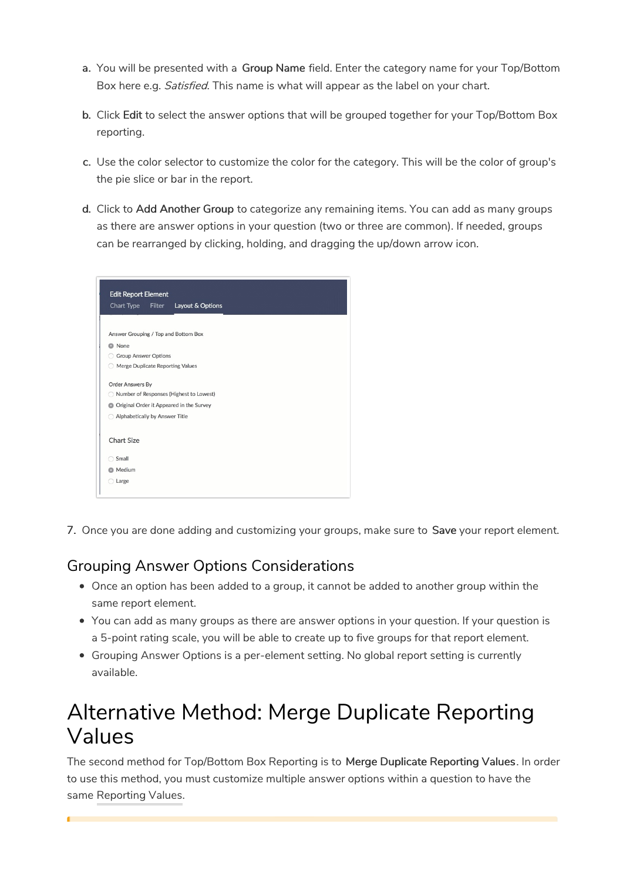a. You will be presented with a **Group Name** field. Enter the category name for your Top/Bottom Box here e.g. *Satisfied*. This name is what will appear as the label on your chart.

b. Click **Edit** to select the answer options that will be grouped together for your Top/Bottom Box reporting.

c. Use the color selector to customize the color for the category. This will be the color of group's the pie slice or bar in the report.

d. Click to **Add Another Group** to categorize any remaining items. You can add as many groups as there are answer options in your question (two or three are common). If needed, groups can be rearranged by clicking, holding, and dragging the up/down arrow icon.

Edit Report Element

Chart Type Filter Layout & Options

Answer Grouping / Top and Bottom Box

- None
- Group Answer Options
- Merge Duplicate Reporting Values

Order Answers By

- Number of Responses (Highest to Lowest)
- Original Order it Appeared in the Survey
- Alphabetically by Answer Title

Chart Size

- Small
- Medium
- Large

7. Once you are done adding and customizing your groups, make sure to **Save** your report element.

## Grouping Answer Options Considerations

- Once an option has been added to a group, it cannot be added to another group within the same report element.
- You can add as many groups as there are answer options in your question. If your question is a 5-point rating scale, you will be able to create up to five groups for that report element.
- Grouping Answer Options is a per-element setting. No global report setting is currently available.

# Alternative Method: Merge Duplicate Reporting Values

The second method for Top/Bottom Box Reporting is to **Merge Duplicate Reporting Values**. In order to use this method, you must customize multiple answer options within a question to have the same Reporting Values.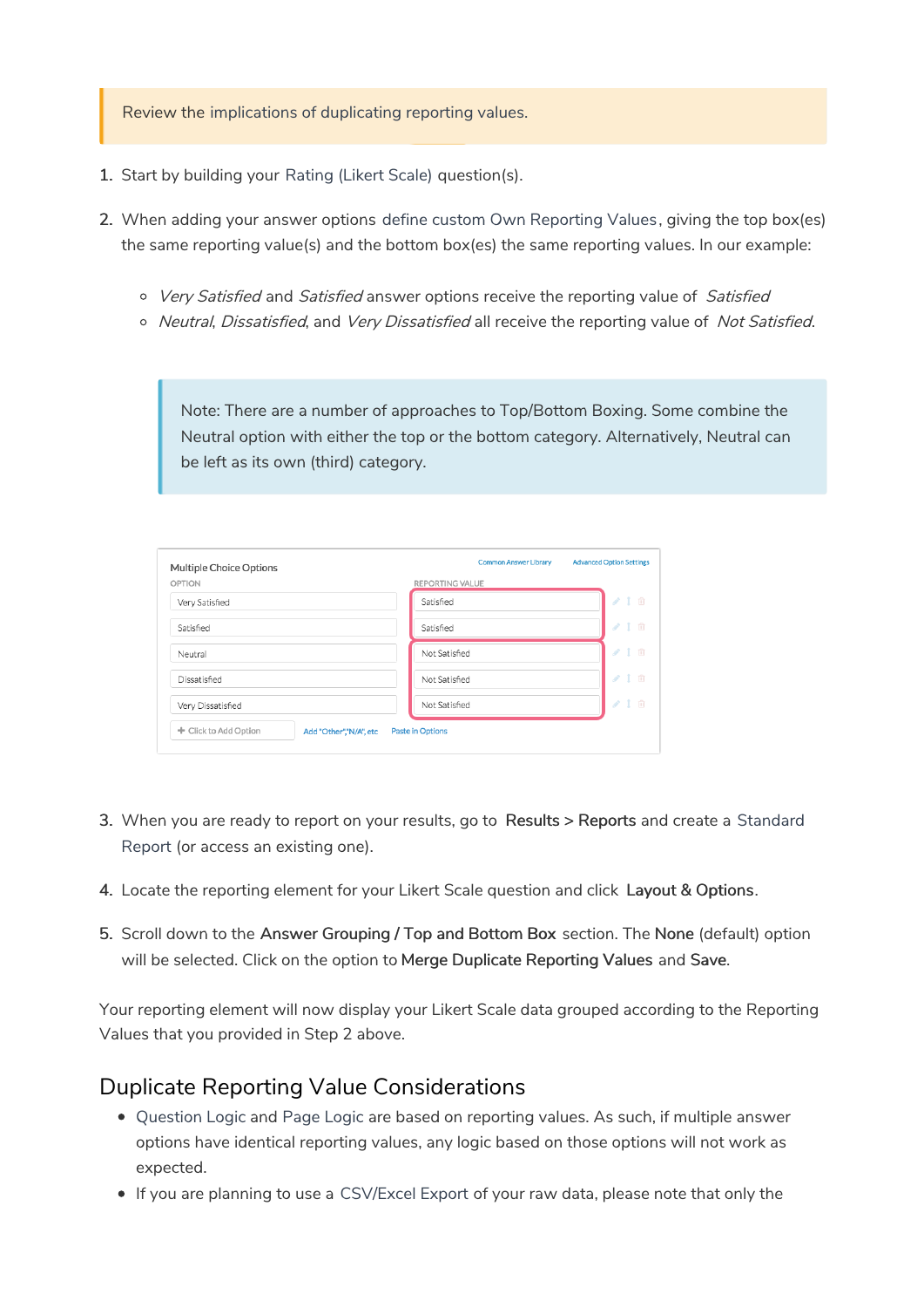> Review the implications of duplicating reporting values.

1. Start by building your Rating (Likert Scale) question(s).
2. When adding your answer options define custom Own Reporting Values, giving the top box(es) the same reporting value(s) and the bottom box(es) the same reporting values. In our example:
   - *Very Satisfied* and *Satisfied* answer options receive the reporting value of *Satisfied*
   - *Neutral*, *Dissatisfied*, and *Very Dissatisfied* all receive the reporting value of *Not Satisfied*.

   > Note: There are a number of approaches to Top/Bottom Boxing. Some combine the Neutral option with either the top or the bottom category. Alternatively, Neutral can be left as its own (third) category.

   Multiple Choice Options

   | OPTION | REPORTING VALUE |
   |---|---|
   | Very Satisfied | Satisfied |
   | Satisfied | Satisfied |
   | Neutral | Not Satisfied |
   | Dissatisfied | Not Satisfied |
   | Very Dissatisfied | Not Satisfied |

3. When you are ready to report on your results, go to **Results > Reports** and create a Standard Report (or access an existing one).
4. Locate the reporting element for your Likert Scale question and click **Layout & Options**.
5. Scroll down to the **Answer Grouping / Top and Bottom Box** section. The **None** (default) option will be selected. Click on the option to **Merge Duplicate Reporting Values** and **Save**.

Your reporting element will now display your Likert Scale data grouped according to the Reporting Values that you provided in Step 2 above.

## Duplicate Reporting Value Considerations

- Question Logic and Page Logic are based on reporting values. As such, if multiple answer options have identical reporting values, any logic based on those options will not work as expected.
- If you are planning to use a CSV/Excel Export of your raw data, please note that only the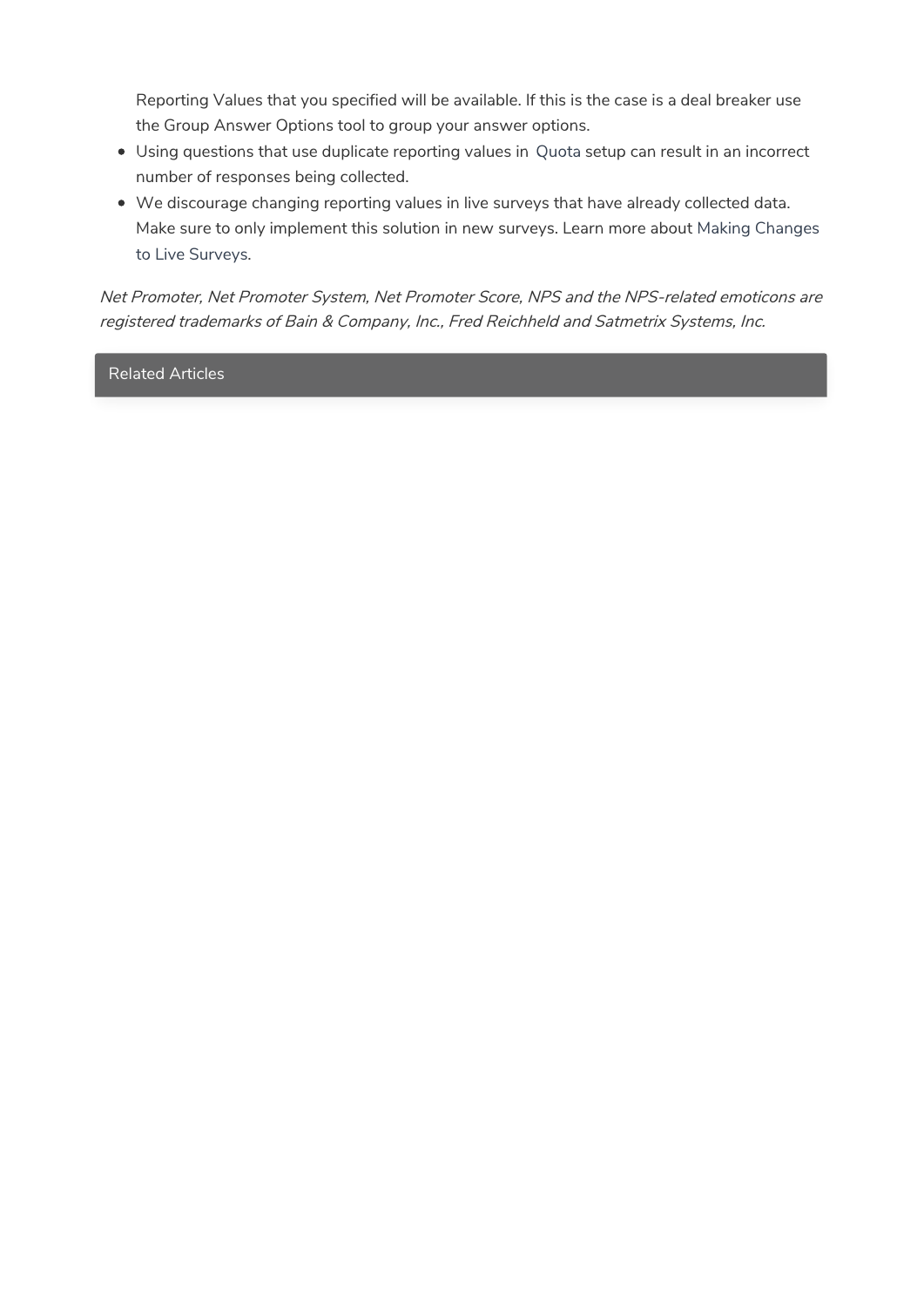Reporting Values that you specified will be available. If this is the case is a deal breaker use the Group Answer Options tool to group your answer options.

- Using questions that use duplicate reporting values in Quota setup can result in an incorrect number of responses being collected.
- We discourage changing reporting values in live surveys that have already collected data. Make sure to only implement this solution in new surveys. Learn more about Making Changes to Live Surveys.

*Net Promoter, Net Promoter System, Net Promoter Score, NPS and the NPS-related emoticons are registered trademarks of Bain & Company, Inc., Fred Reichheld and Satmetrix Systems, Inc.*

## Related Articles